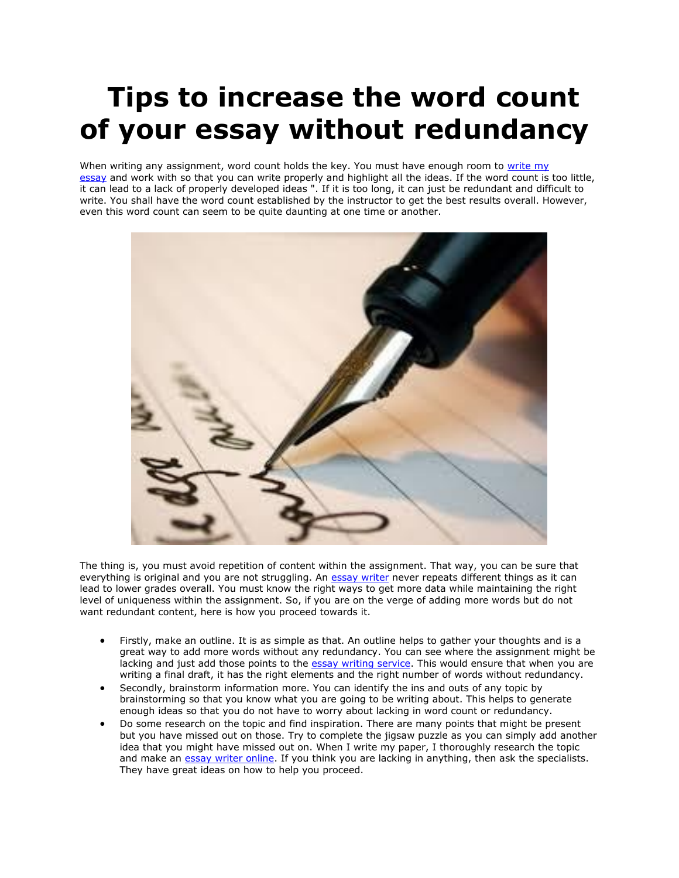# Tips to increase the word count of your essay without redundancy

When writing any assignment, word count holds the key. You must have enough room to write my essay and work with so that you can write properly and highlight all the ideas. If the word count is too little, it can lead to a lack of properly developed ideas ". If it is too long, it can just be redundant and difficult to write. You shall have the word count established by the instructor to get the best results overall. However, even this word count can seem to be quite daunting at one time or another.

The thing is, you must avoid repetition of content within the assignment. That way, you can be sure that everything is original and you are not struggling. An essay writer never repeats different things as it can lead to lower grades overall. You must know the right ways to get more data while maintaining the right level of uniqueness within the assignment. So, if you are on the verge of adding more words but do not want redundant content, here is how you proceed towards it.

- Firstly, make an outline. It is as simple as that. An outline helps to gather your thoughts and is a great way to add more words without any redundancy. You can see where the assignment might be lacking and just add those points to the essay writing service. This would ensure that when you are writing a final draft, it has the right elements and the right number of words without redundancy.
- Secondly, brainstorm information more. You can identify the ins and outs of any topic by brainstorming so that you know what you are going to be writing about. This helps to generate enough ideas so that you do not have to worry about lacking in word count or redundancy.
- Do some research on the topic and find inspiration. There are many points that might be present but you have missed out on those. Try to complete the jigsaw puzzle as you can simply add another idea that you might have missed out on. When I write my paper, I thoroughly research the topic and make an essay writer online. If you think you are lacking in anything, then ask the specialists. They have great ideas on how to help you proceed.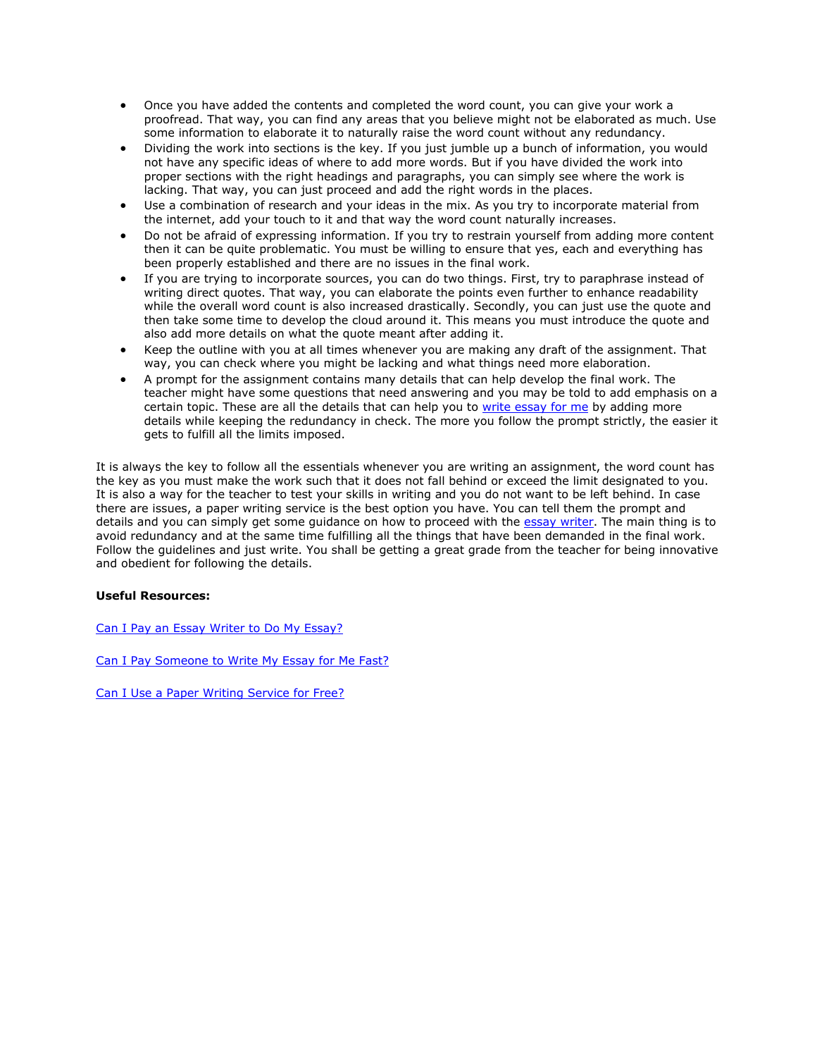- Once you have added the contents and completed the word count, you can give your work a proofread. That way, you can find any areas that you believe might not be elaborated as much. Use some information to elaborate it to naturally raise the word count without any redundancy.
- Dividing the work into sections is the key. If you just jumble up a bunch of information, you would not have any specific ideas of where to add more words. But if you have divided the work into proper sections with the right headings and paragraphs, you can simply see where the work is lacking. That way, you can just proceed and add the right words in the places.
- Use a combination of research and your ideas in the mix. As you try to incorporate material from the internet, add your touch to it and that way the word count naturally increases.
- Do not be afraid of expressing information. If you try to restrain yourself from adding more content then it can be quite problematic. You must be willing to ensure that yes, each and everything has been properly established and there are no issues in the final work.
- If you are trying to incorporate sources, you can do two things. First, try to paraphrase instead of writing direct quotes. That way, you can elaborate the points even further to enhance readability while the overall word count is also increased drastically. Secondly, you can just use the quote and then take some time to develop the cloud around it. This means you must introduce the quote and also add more details on what the quote meant after adding it.
- Keep the outline with you at all times whenever you are making any draft of the assignment. That way, you can check where you might be lacking and what things need more elaboration.
- A prompt for the assignment contains many details that can help develop the final work. The teacher might have some questions that need answering and you may be told to add emphasis on a certain topic. These are all the details that can help you to [write essay for me] by adding more details while keeping the redundancy in check. The more you follow the prompt strictly, the easier it gets to fulfill all the limits imposed.

It is always the key to follow all the essentials whenever you are writing an assignment, the word count has the key as you must make the work such that it does not fall behind or exceed the limit designated to you. It is also a way for the teacher to test your skills in writing and you do not want to be left behind. In case there are issues, a paper writing service is the best option you have. You can tell them the prompt and details and you can simply get some guidance on how to proceed with the [essay writer]. The main thing is to avoid redundancy and at the same time fulfilling all the things that have been demanded in the final work. Follow the guidelines and just write. You shall be getting a great grade from the teacher for being innovative and obedient for following the details.

**Useful Resources:**

Can I Pay an Essay Writer to Do My Essay?

Can I Pay Someone to Write My Essay for Me Fast?

Can I Use a Paper Writing Service for Free?